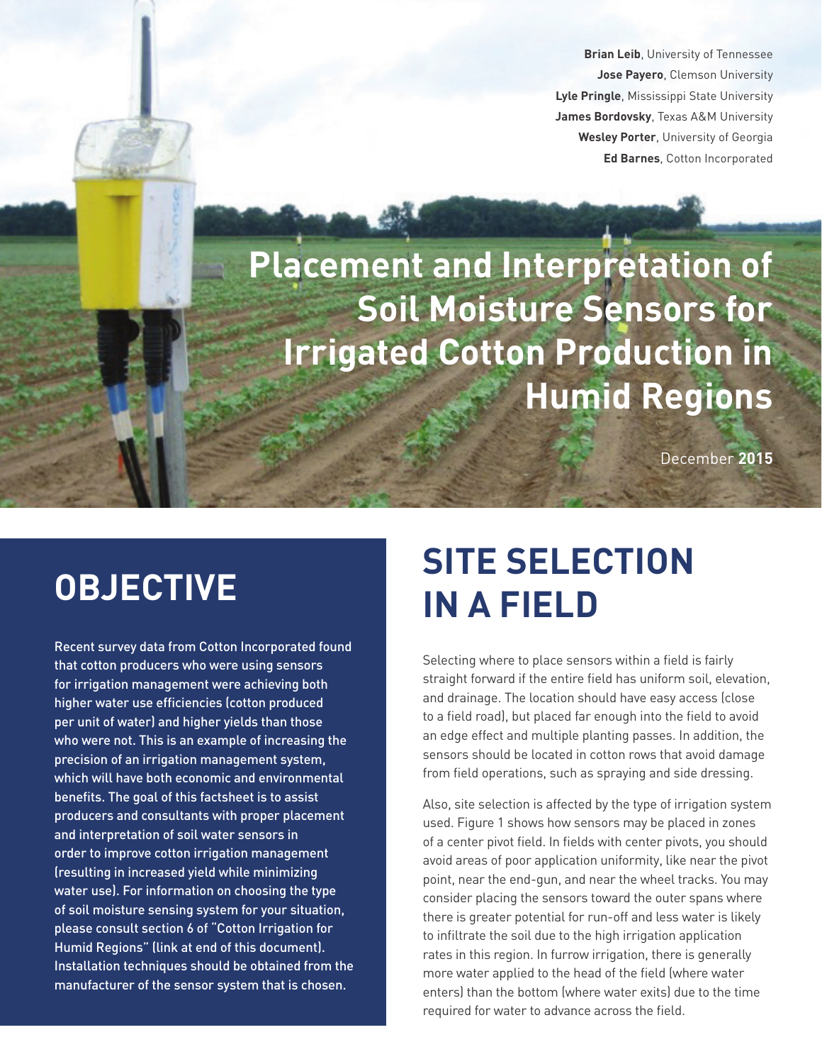**Brian Leib**, University of Tennessee
**Jose Payero**, Clemson University
**Lyle Pringle**, Mississippi State University
**James Bordovsky**, Texas A&M University
**Wesley Porter**, University of Georgia
**Ed Barnes**, Cotton Incorporated

# Placement and Interpretation of Soil Moisture Sensors for Irrigated Cotton Production in Humid Regions

December **2015**

## OBJECTIVE

Recent survey data from Cotton Incorporated found that cotton producers who were using sensors for irrigation management were achieving both higher water use efficiencies (cotton produced per unit of water) and higher yields than those who were not. This is an example of increasing the precision of an irrigation management system, which will have both economic and environmental benefits. The goal of this factsheet is to assist producers and consultants with proper placement and interpretation of soil water sensors in order to improve cotton irrigation management (resulting in increased yield while minimizing water use). For information on choosing the type of soil moisture sensing system for your situation, please consult section 6 of "Cotton Irrigation for Humid Regions" (link at end of this document). Installation techniques should be obtained from the manufacturer of the sensor system that is chosen.

## SITE SELECTION IN A FIELD

Selecting where to place sensors within a field is fairly straight forward if the entire field has uniform soil, elevation, and drainage. The location should have easy access (close to a field road), but placed far enough into the field to avoid an edge effect and multiple planting passes. In addition, the sensors should be located in cotton rows that avoid damage from field operations, such as spraying and side dressing.

Also, site selection is affected by the type of irrigation system used. Figure 1 shows how sensors may be placed in zones of a center pivot field. In fields with center pivots, you should avoid areas of poor application uniformity, like near the pivot point, near the end-gun, and near the wheel tracks. You may consider placing the sensors toward the outer spans where there is greater potential for run-off and less water is likely to infiltrate the soil due to the high irrigation application rates in this region. In furrow irrigation, there is generally more water applied to the head of the field (where water enters) than the bottom (where water exits) due to the time required for water to advance across the field.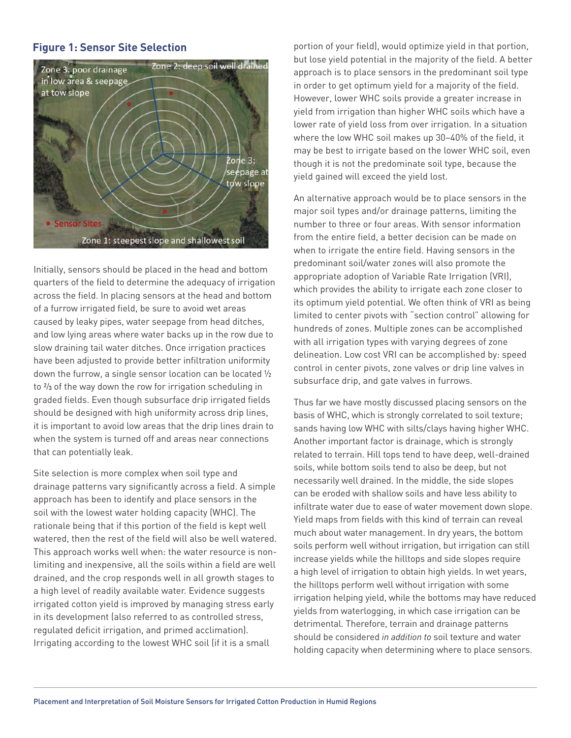### Figure 1: Sensor Site Selection

Initially, sensors should be placed in the head and bottom quarters of the field to determine the adequacy of irrigation across the field. In placing sensors at the head and bottom of a furrow irrigated field, be sure to avoid wet areas caused by leaky pipes, water seepage from head ditches, and low lying areas where water backs up in the row due to slow draining tail water ditches. Once irrigation practices have been adjusted to provide better infiltration uniformity down the furrow, a single sensor location can be located ½ to ⅔ of the way down the row for irrigation scheduling in graded fields. Even though subsurface drip irrigated fields should be designed with high uniformity across drip lines, it is important to avoid low areas that the drip lines drain to when the system is turned off and areas near connections that can potentially leak.

Site selection is more complex when soil type and drainage patterns vary significantly across a field. A simple approach has been to identify and place sensors in the soil with the lowest water holding capacity (WHC). The rationale being that if this portion of the field is kept well watered, then the rest of the field will also be well watered. This approach works well when: the water resource is non-limiting and inexpensive, all the soils within a field are well drained, and the crop responds well in all growth stages to a high level of readily available water. Evidence suggests irrigated cotton yield is improved by managing stress early in its development (also referred to as controlled stress, regulated deficit irrigation, and primed acclimation). Irrigating according to the lowest WHC soil (if it is a small portion of your field), would optimize yield in that portion, but lose yield potential in the majority of the field. A better approach is to place sensors in the predominant soil type in order to get optimum yield for a majority of the field. However, lower WHC soils provide a greater increase in yield from irrigation than higher WHC soils which have a lower rate of yield loss from over irrigation. In a situation where the low WHC soil makes up 30–40% of the field, it may be best to irrigate based on the lower WHC soil, even though it is not the predominate soil type, because the yield gained will exceed the yield lost.

An alternative approach would be to place sensors in the major soil types and/or drainage patterns, limiting the number to three or four areas. With sensor information from the entire field, a better decision can be made on when to irrigate the entire field. Having sensors in the predominant soil/water zones will also promote the appropriate adoption of Variable Rate Irrigation (VRI), which provides the ability to irrigate each zone closer to its optimum yield potential. We often think of VRI as being limited to center pivots with "section control" allowing for hundreds of zones. Multiple zones can be accomplished with all irrigation types with varying degrees of zone delineation. Low cost VRI can be accomplished by: speed control in center pivots, zone valves or drip line valves in subsurface drip, and gate valves in furrows.

Thus far we have mostly discussed placing sensors on the basis of WHC, which is strongly correlated to soil texture; sands having low WHC with silts/clays having higher WHC. Another important factor is drainage, which is strongly related to terrain. Hill tops tend to have deep, well-drained soils, while bottom soils tend to also be deep, but not necessarily well drained. In the middle, the side slopes can be eroded with shallow soils and have less ability to infiltrate water due to ease of water movement down slope. Yield maps from fields with this kind of terrain can reveal much about water management. In dry years, the bottom soils perform well without irrigation, but irrigation can still increase yields while the hilltops and side slopes require a high level of irrigation to obtain high yields. In wet years, the hilltops perform well without irrigation with some irrigation helping yield, while the bottoms may have reduced yields from waterlogging, in which case irrigation can be detrimental. Therefore, terrain and drainage patterns should be considered *in addition to* soil texture and water holding capacity when determining where to place sensors.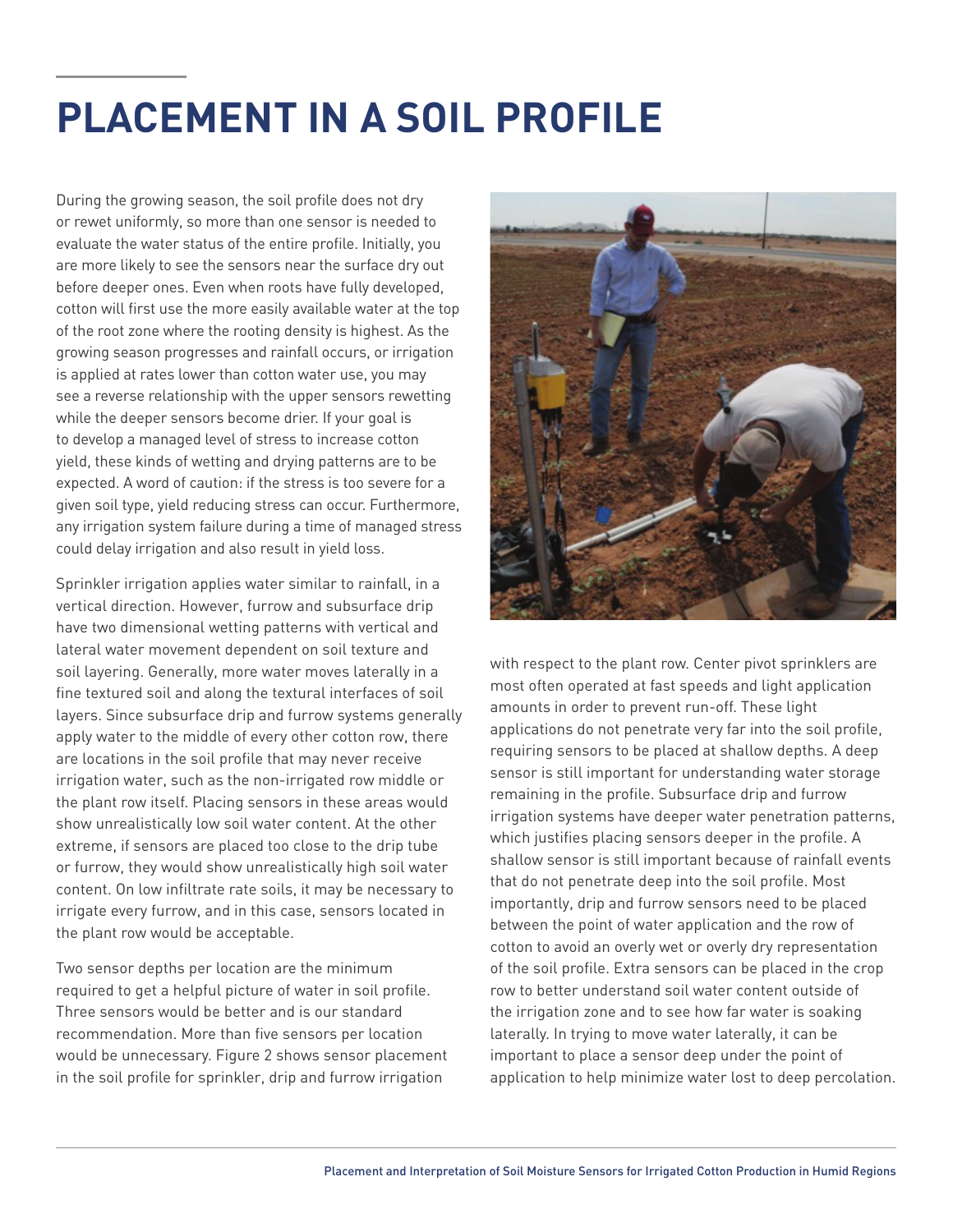# PLACEMENT IN A SOIL PROFILE

During the growing season, the soil profile does not dry or rewet uniformly, so more than one sensor is needed to evaluate the water status of the entire profile. Initially, you are more likely to see the sensors near the surface dry out before deeper ones. Even when roots have fully developed, cotton will first use the more easily available water at the top of the root zone where the rooting density is highest. As the growing season progresses and rainfall occurs, or irrigation is applied at rates lower than cotton water use, you may see a reverse relationship with the upper sensors rewetting while the deeper sensors become drier. If your goal is to develop a managed level of stress to increase cotton yield, these kinds of wetting and drying patterns are to be expected. A word of caution: if the stress is too severe for a given soil type, yield reducing stress can occur. Furthermore, any irrigation system failure during a time of managed stress could delay irrigation and also result in yield loss.

Sprinkler irrigation applies water similar to rainfall, in a vertical direction. However, furrow and subsurface drip have two dimensional wetting patterns with vertical and lateral water movement dependent on soil texture and soil layering. Generally, more water moves laterally in a fine textured soil and along the textural interfaces of soil layers. Since subsurface drip and furrow systems generally apply water to the middle of every other cotton row, there are locations in the soil profile that may never receive irrigation water, such as the non-irrigated row middle or the plant row itself. Placing sensors in these areas would show unrealistically low soil water content. At the other extreme, if sensors are placed too close to the drip tube or furrow, they would show unrealistically high soil water content. On low infiltrate rate soils, it may be necessary to irrigate every furrow, and in this case, sensors located in the plant row would be acceptable.

Two sensor depths per location are the minimum required to get a helpful picture of water in soil profile. Three sensors would be better and is our standard recommendation. More than five sensors per location would be unnecessary. Figure 2 shows sensor placement in the soil profile for sprinkler, drip and furrow irrigation with respect to the plant row. Center pivot sprinklers are most often operated at fast speeds and light application amounts in order to prevent run-off. These light applications do not penetrate very far into the soil profile, requiring sensors to be placed at shallow depths. A deep sensor is still important for understanding water storage remaining in the profile. Subsurface drip and furrow irrigation systems have deeper water penetration patterns, which justifies placing sensors deeper in the profile. A shallow sensor is still important because of rainfall events that do not penetrate deep into the soil profile. Most importantly, drip and furrow sensors need to be placed between the point of water application and the row of cotton to avoid an overly wet or overly dry representation of the soil profile. Extra sensors can be placed in the crop row to better understand soil water content outside of the irrigation zone and to see how far water is soaking laterally. In trying to move water laterally, it can be important to place a sensor deep under the point of application to help minimize water lost to deep percolation.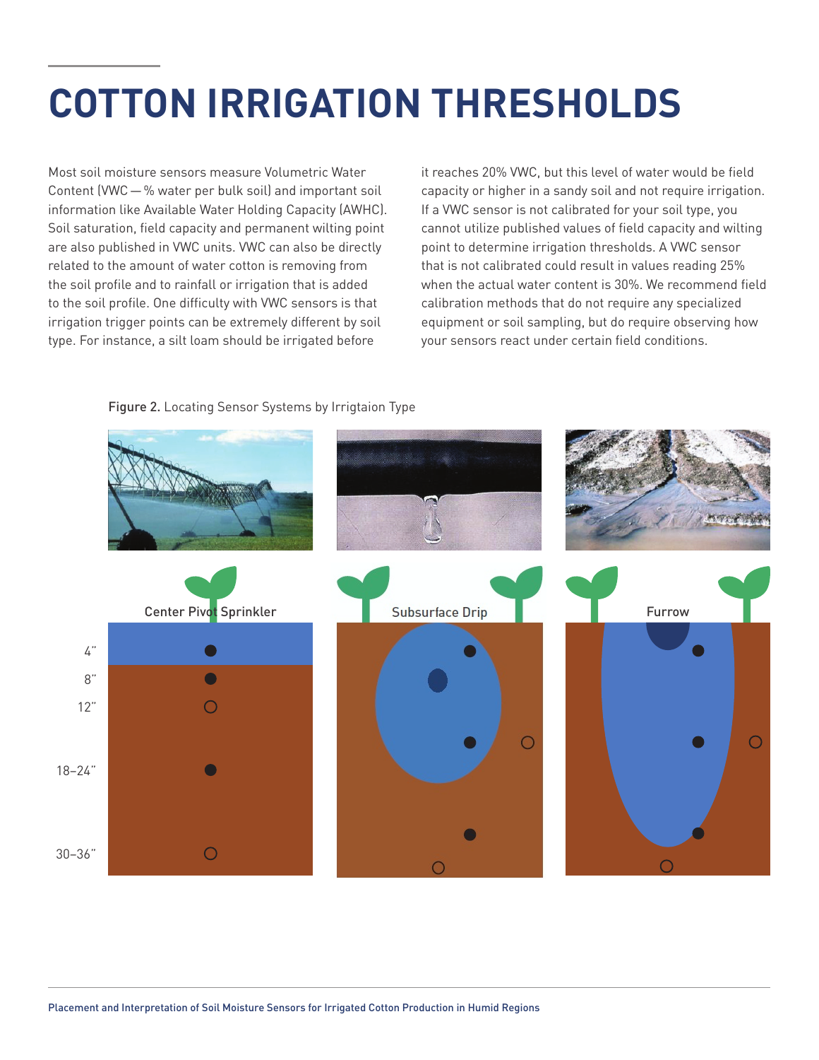# COTTON IRRIGATION THRESHOLDS

Most soil moisture sensors measure Volumetric Water Content (VWC — % water per bulk soil) and important soil information like Available Water Holding Capacity (AWHC). Soil saturation, field capacity and permanent wilting point are also published in VWC units. VWC can also be directly related to the amount of water cotton is removing from the soil profile and to rainfall or irrigation that is added to the soil profile. One difficulty with VWC sensors is that irrigation trigger points can be extremely different by soil type. For instance, a silt loam should be irrigated before it reaches 20% VWC, but this level of water would be field capacity or higher in a sandy soil and not require irrigation. If a VWC sensor is not calibrated for your soil type, you cannot utilize published values of field capacity and wilting point to determine irrigation thresholds. A VWC sensor that is not calibrated could result in values reading 25% when the actual water content is 30%. We recommend field calibration methods that do not require any specialized equipment or soil sampling, but do require observing how your sensors react under certain field conditions.

Figure 2. Locating Sensor Systems by Irrigtaion Type

Center Pivot Sprinkler | Subsurface Drip | Furrow

4" | 8" | 12" | 18–24" | 30–36"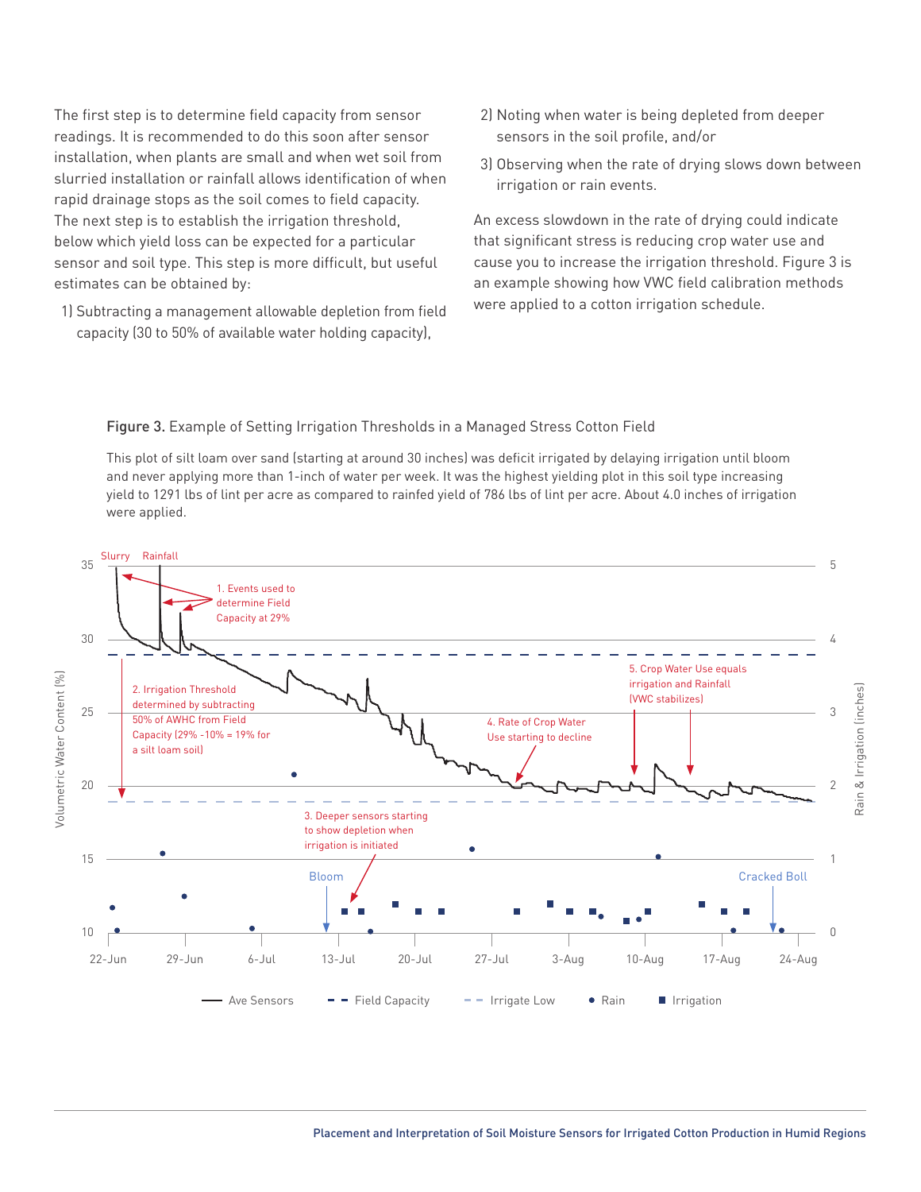The first step is to determine field capacity from sensor readings. It is recommended to do this soon after sensor installation, when plants are small and when wet soil from slurried installation or rainfall allows identification of when rapid drainage stops as the soil comes to field capacity. The next step is to establish the irrigation threshold, below which yield loss can be expected for a particular sensor and soil type. This step is more difficult, but useful estimates can be obtained by:

1) Subtracting a management allowable depletion from field capacity (30 to 50% of available water holding capacity),
2) Noting when water is being depleted from deeper sensors in the soil profile, and/or
3) Observing when the rate of drying slows down between irrigation or rain events.

An excess slowdown in the rate of drying could indicate that significant stress is reducing crop water use and cause you to increase the irrigation threshold. Figure 3 is an example showing how VWC field calibration methods were applied to a cotton irrigation schedule.

**Figure 3.** Example of Setting Irrigation Thresholds in a Managed Stress Cotton Field

This plot of silt loam over sand (starting at around 30 inches) was deficit irrigated by delaying irrigation until bloom and never applying more than 1-inch of water per week. It was the highest yielding plot in this soil type increasing yield to 1291 lbs of lint per acre as compared to rainfed yield of 786 lbs of lint per acre. About 4.0 inches of irrigation were applied.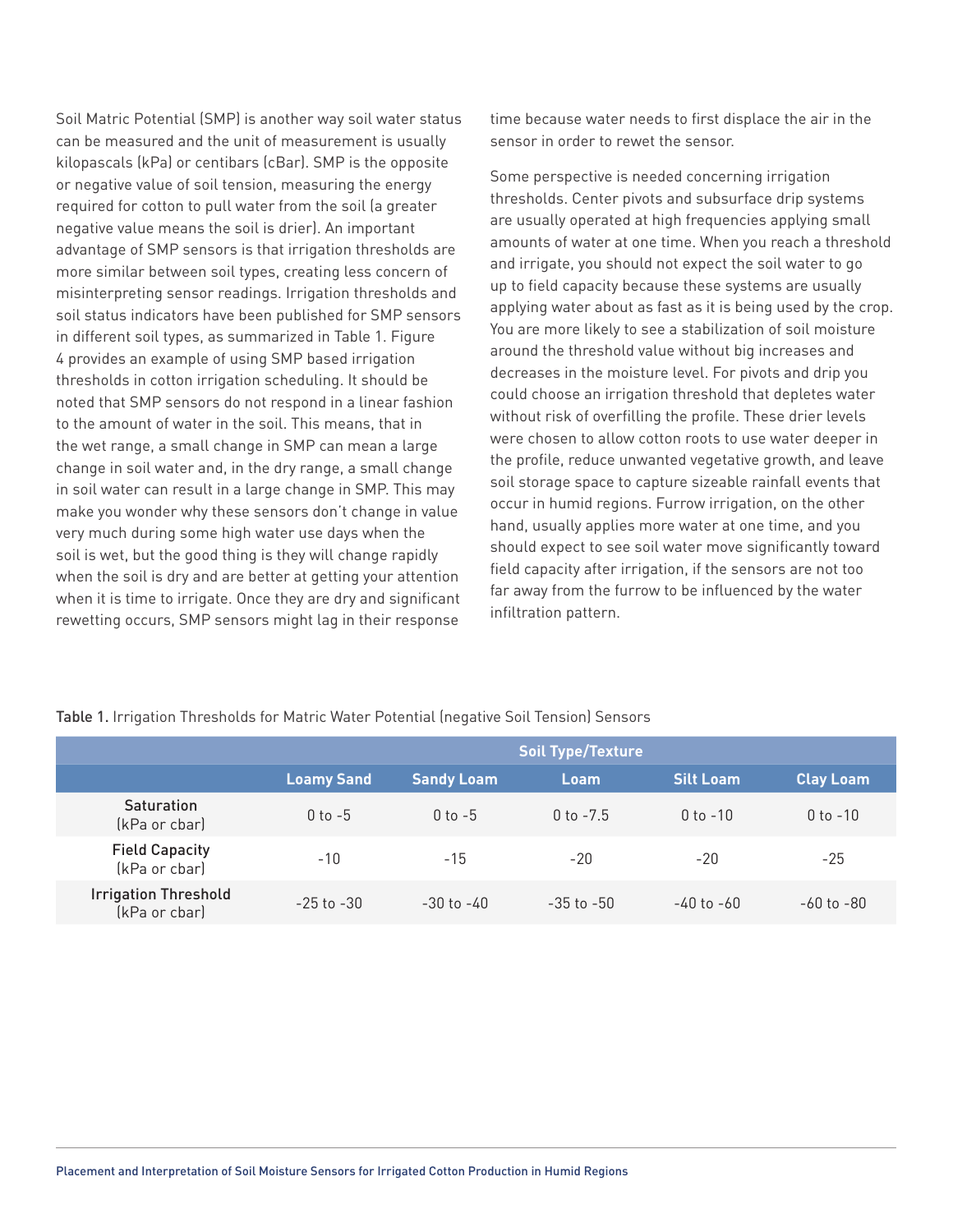Soil Matric Potential (SMP) is another way soil water status can be measured and the unit of measurement is usually kilopascals (kPa) or centibars (cBar). SMP is the opposite or negative value of soil tension, measuring the energy required for cotton to pull water from the soil (a greater negative value means the soil is drier). An important advantage of SMP sensors is that irrigation thresholds are more similar between soil types, creating less concern of misinterpreting sensor readings. Irrigation thresholds and soil status indicators have been published for SMP sensors in different soil types, as summarized in Table 1. Figure 4 provides an example of using SMP based irrigation thresholds in cotton irrigation scheduling. It should be noted that SMP sensors do not respond in a linear fashion to the amount of water in the soil. This means, that in the wet range, a small change in SMP can mean a large change in soil water and, in the dry range, a small change in soil water can result in a large change in SMP. This may make you wonder why these sensors don't change in value very much during some high water use days when the soil is wet, but the good thing is they will change rapidly when the soil is dry and are better at getting your attention when it is time to irrigate. Once they are dry and significant rewetting occurs, SMP sensors might lag in their response time because water needs to first displace the air in the sensor in order to rewet the sensor.

Some perspective is needed concerning irrigation thresholds. Center pivots and subsurface drip systems are usually operated at high frequencies applying small amounts of water at one time. When you reach a threshold and irrigate, you should not expect the soil water to go up to field capacity because these systems are usually applying water about as fast as it is being used by the crop. You are more likely to see a stabilization of soil moisture around the threshold value without big increases and decreases in the moisture level. For pivots and drip you could choose an irrigation threshold that depletes water without risk of overfilling the profile. These drier levels were chosen to allow cotton roots to use water deeper in the profile, reduce unwanted vegetative growth, and leave soil storage space to capture sizeable rainfall events that occur in humid regions. Furrow irrigation, on the other hand, usually applies more water at one time, and you should expect to see soil water move significantly toward field capacity after irrigation, if the sensors are not too far away from the furrow to be influenced by the water infiltration pattern.

**Table 1.** Irrigation Thresholds for Matric Water Potential (negative Soil Tension) Sensors

| | Soil Type/Texture | | | | |
|---|---|---|---|---|---|
| | **Loamy Sand** | **Sandy Loam** | **Loam** | **Silt Loam** | **Clay Loam** |
| Saturation (kPa or cbar) | 0 to -5 | 0 to -5 | 0 to -7.5 | 0 to -10 | 0 to -10 |
| Field Capacity (kPa or cbar) | -10 | -15 | -20 | -20 | -25 |
| Irrigation Threshold (kPa or cbar) | -25 to -30 | -30 to -40 | -35 to -50 | -40 to -60 | -60 to -80 |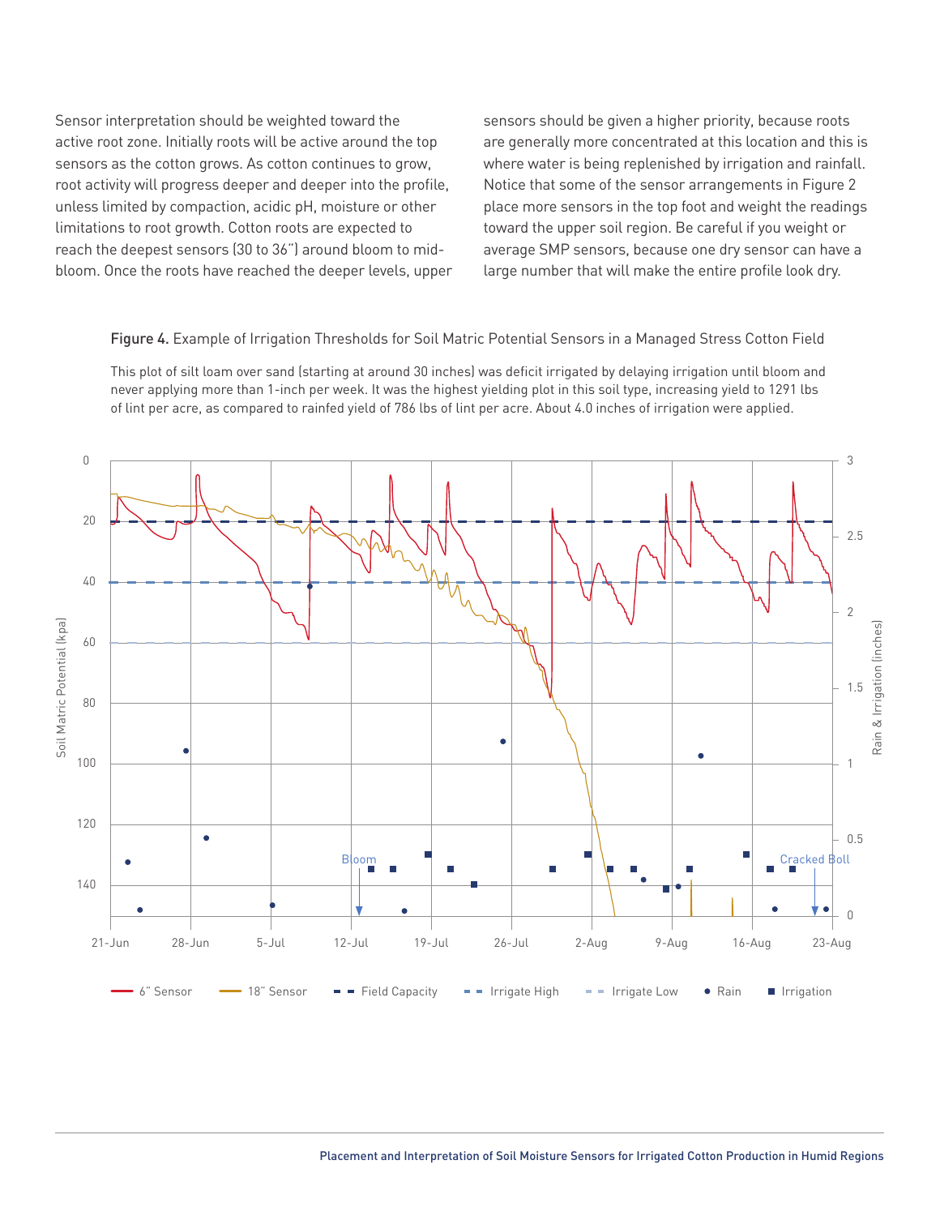Sensor interpretation should be weighted toward the active root zone. Initially roots will be active around the top sensors as the cotton grows. As cotton continues to grow, root activity will progress deeper and deeper into the profile, unless limited by compaction, acidic pH, moisture or other limitations to root growth. Cotton roots are expected to reach the deepest sensors (30 to 36") around bloom to mid-bloom. Once the roots have reached the deeper levels, upper sensors should be given a higher priority, because roots are generally more concentrated at this location and this is where water is being replenished by irrigation and rainfall. Notice that some of the sensor arrangements in Figure 2 place more sensors in the top foot and weight the readings toward the upper soil region. Be careful if you weight or average SMP sensors, because one dry sensor can have a large number that will make the entire profile look dry.

**Figure 4.** Example of Irrigation Thresholds for Soil Matric Potential Sensors in a Managed Stress Cotton Field

This plot of silt loam over sand (starting at around 30 inches) was deficit irrigated by delaying irrigation until bloom and never applying more than 1-inch per week. It was the highest yielding plot in this soil type, increasing yield to 1291 lbs of lint per acre, as compared to rainfed yield of 786 lbs of lint per acre. About 4.0 inches of irrigation were applied.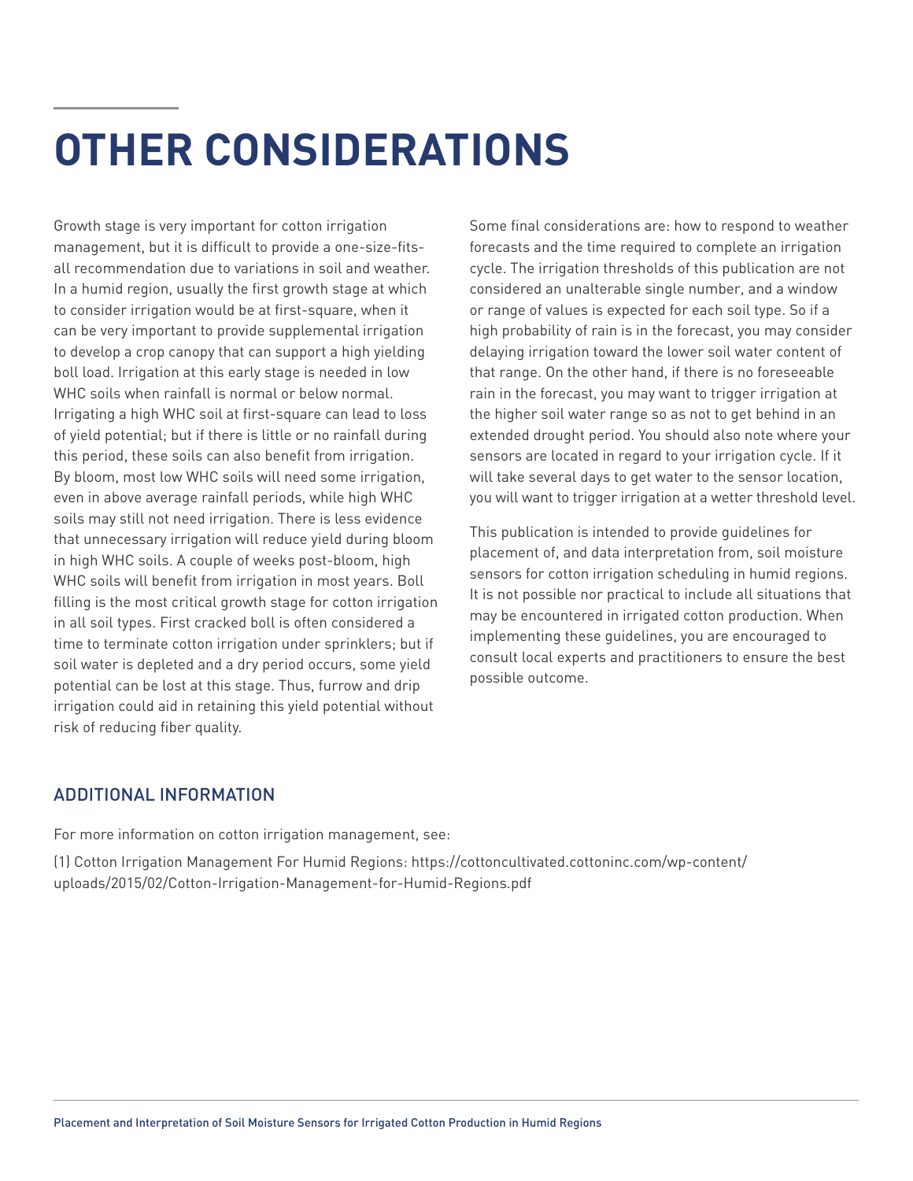# OTHER CONSIDERATIONS

Growth stage is very important for cotton irrigation management, but it is difficult to provide a one-size-fits-all recommendation due to variations in soil and weather. In a humid region, usually the first growth stage at which to consider irrigation would be at first-square, when it can be very important to provide supplemental irrigation to develop a crop canopy that can support a high yielding boll load. Irrigation at this early stage is needed in low WHC soils when rainfall is normal or below normal. Irrigating a high WHC soil at first-square can lead to loss of yield potential; but if there is little or no rainfall during this period, these soils can also benefit from irrigation. By bloom, most low WHC soils will need some irrigation, even in above average rainfall periods, while high WHC soils may still not need irrigation. There is less evidence that unnecessary irrigation will reduce yield during bloom in high WHC soils. A couple of weeks post-bloom, high WHC soils will benefit from irrigation in most years. Boll filling is the most critical growth stage for cotton irrigation in all soil types. First cracked boll is often considered a time to terminate cotton irrigation under sprinklers; but if soil water is depleted and a dry period occurs, some yield potential can be lost at this stage. Thus, furrow and drip irrigation could aid in retaining this yield potential without risk of reducing fiber quality.

Some final considerations are: how to respond to weather forecasts and the time required to complete an irrigation cycle. The irrigation thresholds of this publication are not considered an unalterable single number, and a window or range of values is expected for each soil type. So if a high probability of rain is in the forecast, you may consider delaying irrigation toward the lower soil water content of that range. On the other hand, if there is no foreseeable rain in the forecast, you may want to trigger irrigation at the higher soil water range so as not to get behind in an extended drought period. You should also note where your sensors are located in regard to your irrigation cycle. If it will take several days to get water to the sensor location, you will want to trigger irrigation at a wetter threshold level.

This publication is intended to provide guidelines for placement of, and data interpretation from, soil moisture sensors for cotton irrigation scheduling in humid regions. It is not possible nor practical to include all situations that may be encountered in irrigated cotton production. When implementing these guidelines, you are encouraged to consult local experts and practitioners to ensure the best possible outcome.

## ADDITIONAL INFORMATION

For more information on cotton irrigation management, see:

(1) Cotton Irrigation Management For Humid Regions: https://cottoncultivated.cottoninc.com/wp-content/uploads/2015/02/Cotton-Irrigation-Management-for-Humid-Regions.pdf